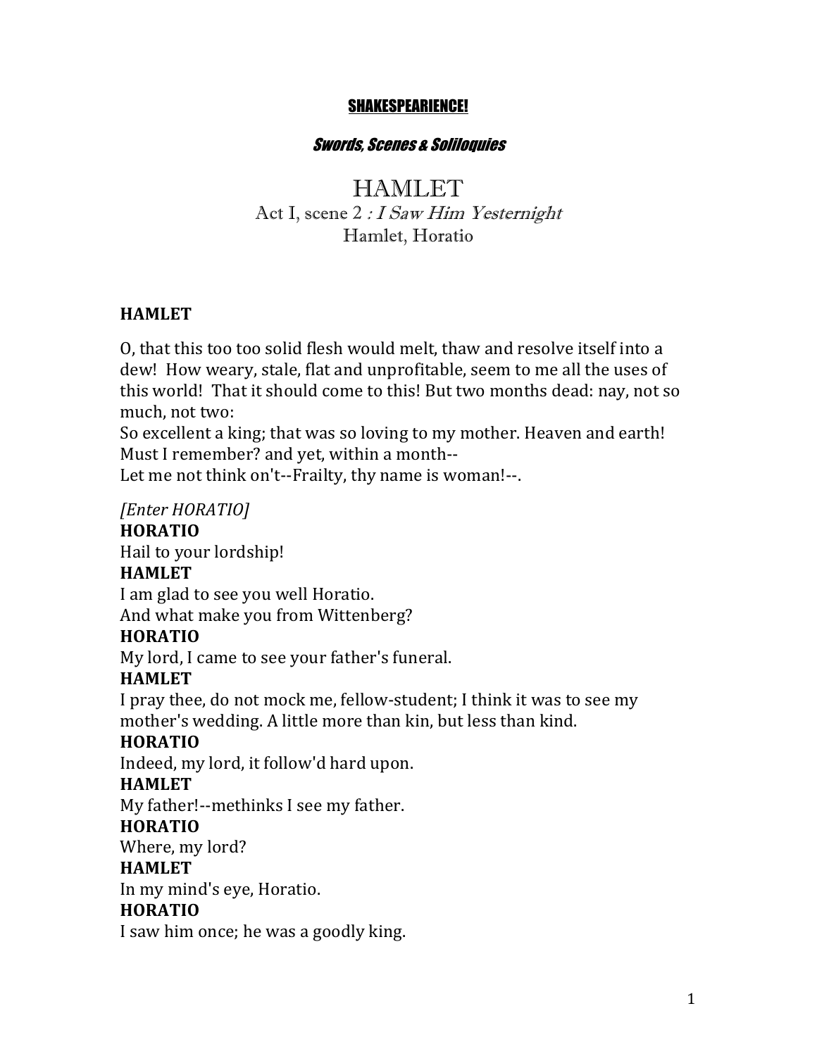**SHAKESPEARIENCE!**

***Swords, Scenes & Soliloquies***

# HAMLET

## Act I, scene 2 : *I Saw Him Yesternight*

### Hamlet, Horatio

**HAMLET**

O, that this too too solid flesh would melt, thaw and resolve itself into a dew! How weary, stale, flat and unprofitable, seem to me all the uses of this world! That it should come to this! But two months dead: nay, not so much, not two:
So excellent a king; that was so loving to my mother. Heaven and earth! Must I remember? and yet, within a month--
Let me not think on't--Frailty, thy name is woman!--.

*[Enter HORATIO]*

**HORATIO**
Hail to your lordship!

**HAMLET**
I am glad to see you well Horatio.
And what make you from Wittenberg?

**HORATIO**
My lord, I came to see your father's funeral.

**HAMLET**
I pray thee, do not mock me, fellow-student; I think it was to see my mother's wedding. A little more than kin, but less than kind.

**HORATIO**
Indeed, my lord, it follow'd hard upon.

**HAMLET**
My father!--methinks I see my father.

**HORATIO**
Where, my lord?

**HAMLET**
In my mind's eye, Horatio.

**HORATIO**
I saw him once; he was a goodly king.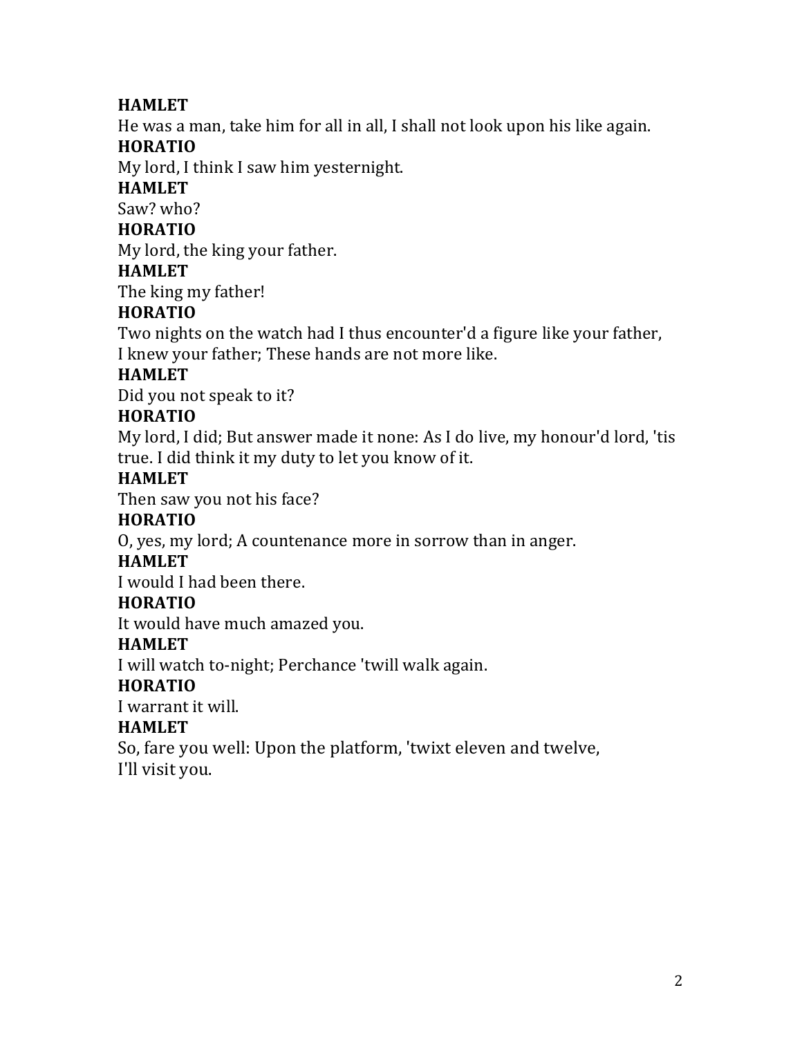**HAMLET**
He was a man, take him for all in all, I shall not look upon his like again.
**HORATIO**
My lord, I think I saw him yesternight.
**HAMLET**
Saw? who?
**HORATIO**
My lord, the king your father.
**HAMLET**
The king my father!
**HORATIO**
Two nights on the watch had I thus encounter'd a figure like your father,
I knew your father; These hands are not more like.
**HAMLET**
Did you not speak to it?
**HORATIO**
My lord, I did; But answer made it none: As I do live, my honour'd lord, 'tis true. I did think it my duty to let you know of it.
**HAMLET**
Then saw you not his face?
**HORATIO**
O, yes, my lord; A countenance more in sorrow than in anger.
**HAMLET**
I would I had been there.
**HORATIO**
It would have much amazed you.
**HAMLET**
I will watch to-night; Perchance 'twill walk again.
**HORATIO**
I warrant it will.
**HAMLET**
So, fare you well: Upon the platform, 'twixt eleven and twelve,
I'll visit you.